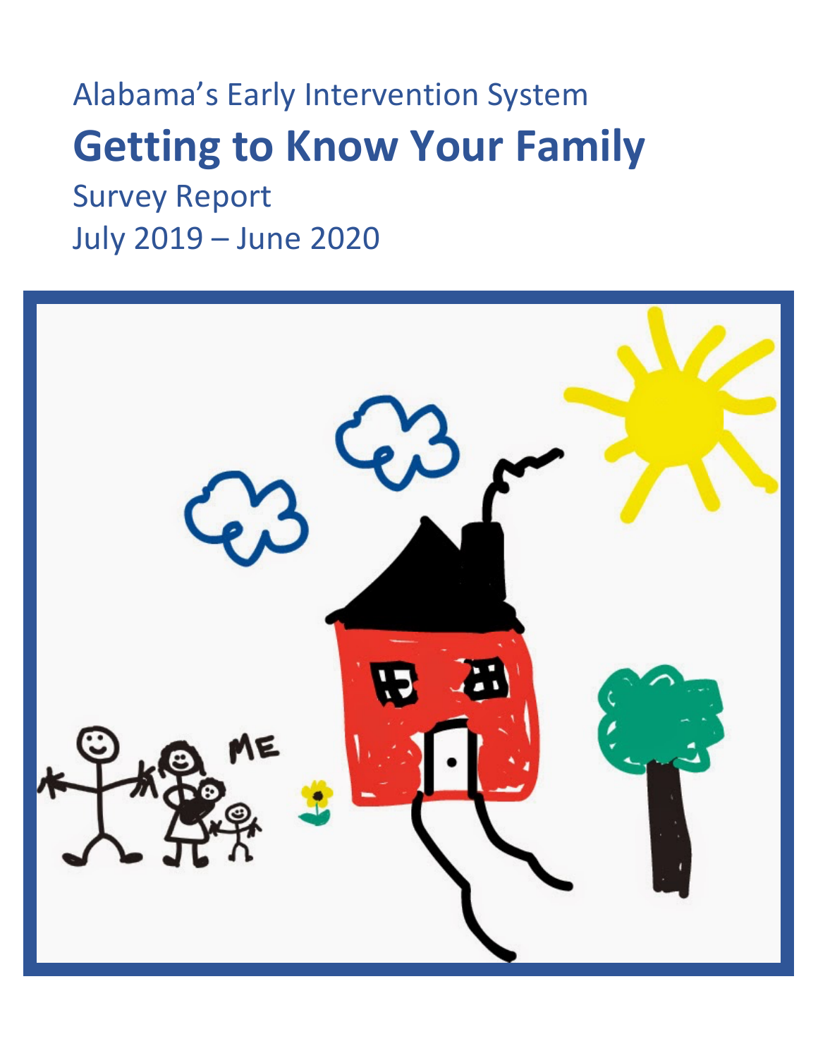Alabama's Early Intervention System

# Getting to Know Your Family

Survey Report

July 2019 – June 2020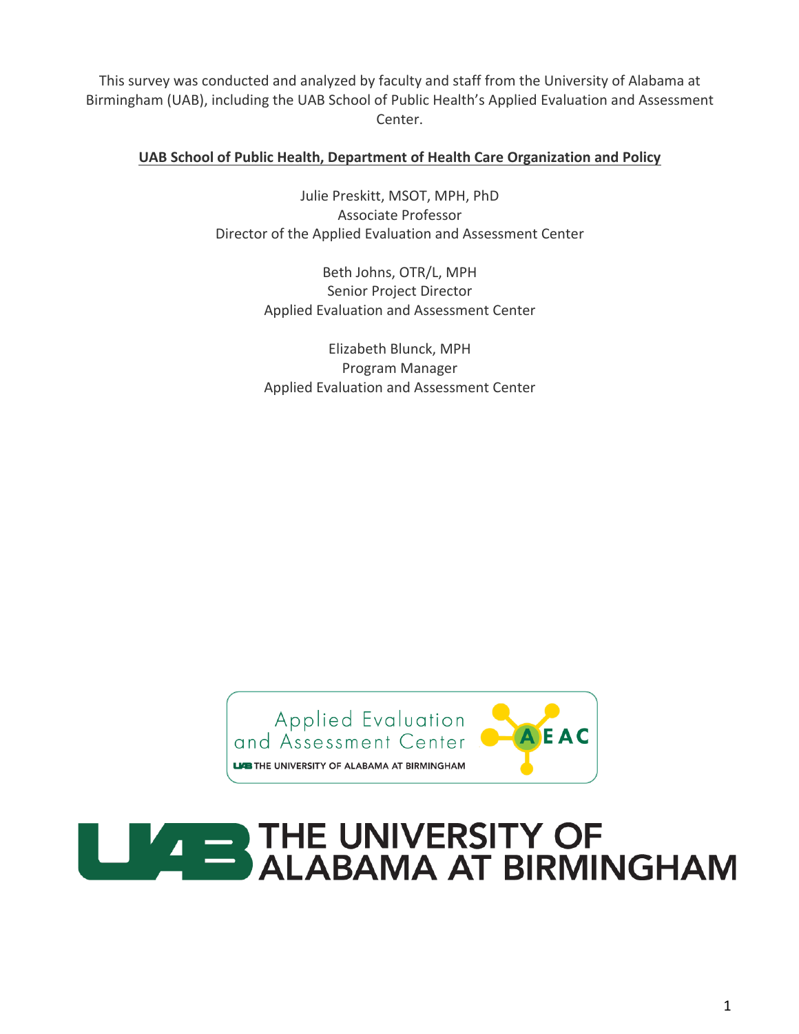This survey was conducted and analyzed by faculty and staff from the University of Alabama at Birmingham (UAB), including the UAB School of Public Health's Applied Evaluation and Assessment Center.

**UAB School of Public Health, Department of Health Care Organization and Policy**

Julie Preskitt, MSOT, MPH, PhD
Associate Professor
Director of the Applied Evaluation and Assessment Center

Beth Johns, OTR/L, MPH
Senior Project Director
Applied Evaluation and Assessment Center

Elizabeth Blunck, MPH
Program Manager
Applied Evaluation and Assessment Center

Applied Evaluation and Assessment Center
THE UNIVERSITY OF ALABAMA AT BIRMINGHAM
AEAC

THE UNIVERSITY OF ALABAMA AT BIRMINGHAM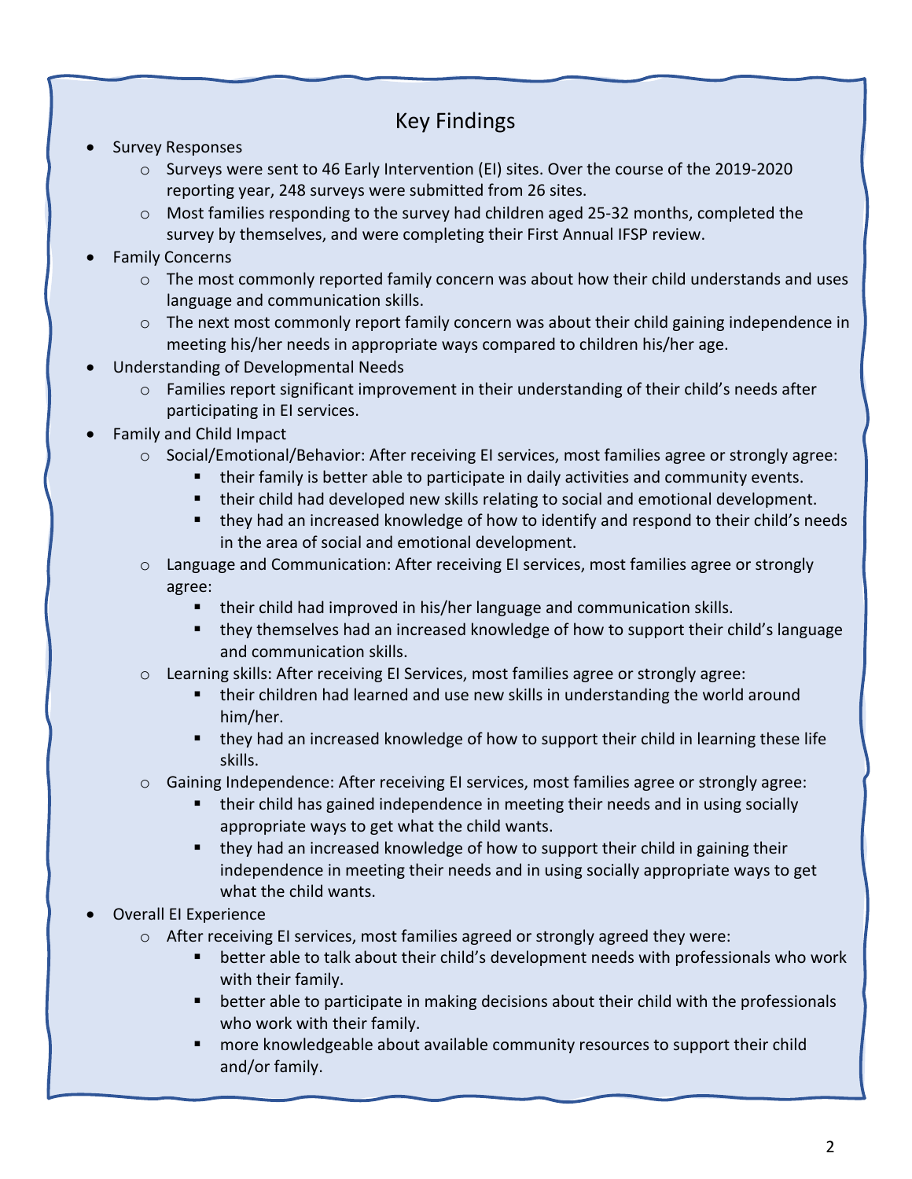## Key Findings

- Survey Responses
  - Surveys were sent to 46 Early Intervention (EI) sites. Over the course of the 2019-2020 reporting year, 248 surveys were submitted from 26 sites.
  - Most families responding to the survey had children aged 25-32 months, completed the survey by themselves, and were completing their First Annual IFSP review.
- Family Concerns
  - The most commonly reported family concern was about how their child understands and uses language and communication skills.
  - The next most commonly report family concern was about their child gaining independence in meeting his/her needs in appropriate ways compared to children his/her age.
- Understanding of Developmental Needs
  - Families report significant improvement in their understanding of their child's needs after participating in EI services.
- Family and Child Impact
  - Social/Emotional/Behavior: After receiving EI services, most families agree or strongly agree:
    - their family is better able to participate in daily activities and community events.
    - their child had developed new skills relating to social and emotional development.
    - they had an increased knowledge of how to identify and respond to their child's needs in the area of social and emotional development.
  - Language and Communication: After receiving EI services, most families agree or strongly agree:
    - their child had improved in his/her language and communication skills.
    - they themselves had an increased knowledge of how to support their child's language and communication skills.
  - Learning skills: After receiving EI Services, most families agree or strongly agree:
    - their children had learned and use new skills in understanding the world around him/her.
    - they had an increased knowledge of how to support their child in learning these life skills.
  - Gaining Independence: After receiving EI services, most families agree or strongly agree:
    - their child has gained independence in meeting their needs and in using socially appropriate ways to get what the child wants.
    - they had an increased knowledge of how to support their child in gaining their independence in meeting their needs and in using socially appropriate ways to get what the child wants.
- Overall EI Experience
  - After receiving EI services, most families agreed or strongly agreed they were:
    - better able to talk about their child's development needs with professionals who work with their family.
    - better able to participate in making decisions about their child with the professionals who work with their family.
    - more knowledgeable about available community resources to support their child and/or family.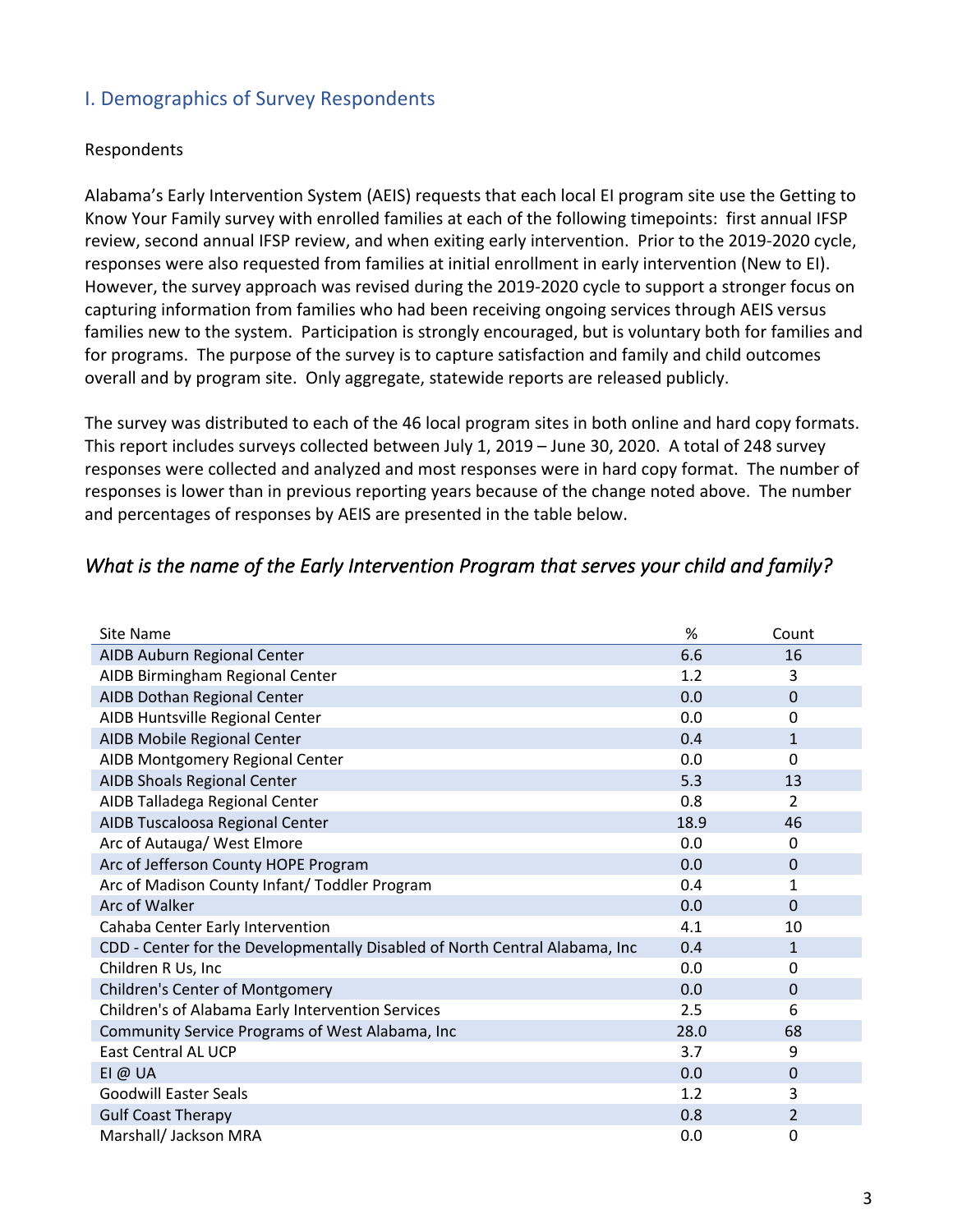## I. Demographics of Survey Respondents

Respondents

Alabama's Early Intervention System (AEIS) requests that each local EI program site use the Getting to Know Your Family survey with enrolled families at each of the following timepoints: first annual IFSP review, second annual IFSP review, and when exiting early intervention. Prior to the 2019-2020 cycle, responses were also requested from families at initial enrollment in early intervention (New to EI). However, the survey approach was revised during the 2019-2020 cycle to support a stronger focus on capturing information from families who had been receiving ongoing services through AEIS versus families new to the system. Participation is strongly encouraged, but is voluntary both for families and for programs. The purpose of the survey is to capture satisfaction and family and child outcomes overall and by program site. Only aggregate, statewide reports are released publicly.

The survey was distributed to each of the 46 local program sites in both online and hard copy formats. This report includes surveys collected between July 1, 2019 – June 30, 2020. A total of 248 survey responses were collected and analyzed and most responses were in hard copy format. The number of responses is lower than in previous reporting years because of the change noted above. The number and percentages of responses by AEIS are presented in the table below.

### *What is the name of the Early Intervention Program that serves your child and family?*

| Site Name | % | Count |
|---|---|---|
| AIDB Auburn Regional Center | 6.6 | 16 |
| AIDB Birmingham Regional Center | 1.2 | 3 |
| AIDB Dothan Regional Center | 0.0 | 0 |
| AIDB Huntsville Regional Center | 0.0 | 0 |
| AIDB Mobile Regional Center | 0.4 | 1 |
| AIDB Montgomery Regional Center | 0.0 | 0 |
| AIDB Shoals Regional Center | 5.3 | 13 |
| AIDB Talladega Regional Center | 0.8 | 2 |
| AIDB Tuscaloosa Regional Center | 18.9 | 46 |
| Arc of Autauga/ West Elmore | 0.0 | 0 |
| Arc of Jefferson County HOPE Program | 0.0 | 0 |
| Arc of Madison County Infant/ Toddler Program | 0.4 | 1 |
| Arc of Walker | 0.0 | 0 |
| Cahaba Center Early Intervention | 4.1 | 10 |
| CDD - Center for the Developmentally Disabled of North Central Alabama, Inc | 0.4 | 1 |
| Children R Us, Inc | 0.0 | 0 |
| Children's Center of Montgomery | 0.0 | 0 |
| Children's of Alabama Early Intervention Services | 2.5 | 6 |
| Community Service Programs of West Alabama, Inc | 28.0 | 68 |
| East Central AL UCP | 3.7 | 9 |
| EI @ UA | 0.0 | 0 |
| Goodwill Easter Seals | 1.2 | 3 |
| Gulf Coast Therapy | 0.8 | 2 |
| Marshall/ Jackson MRA | 0.0 | 0 |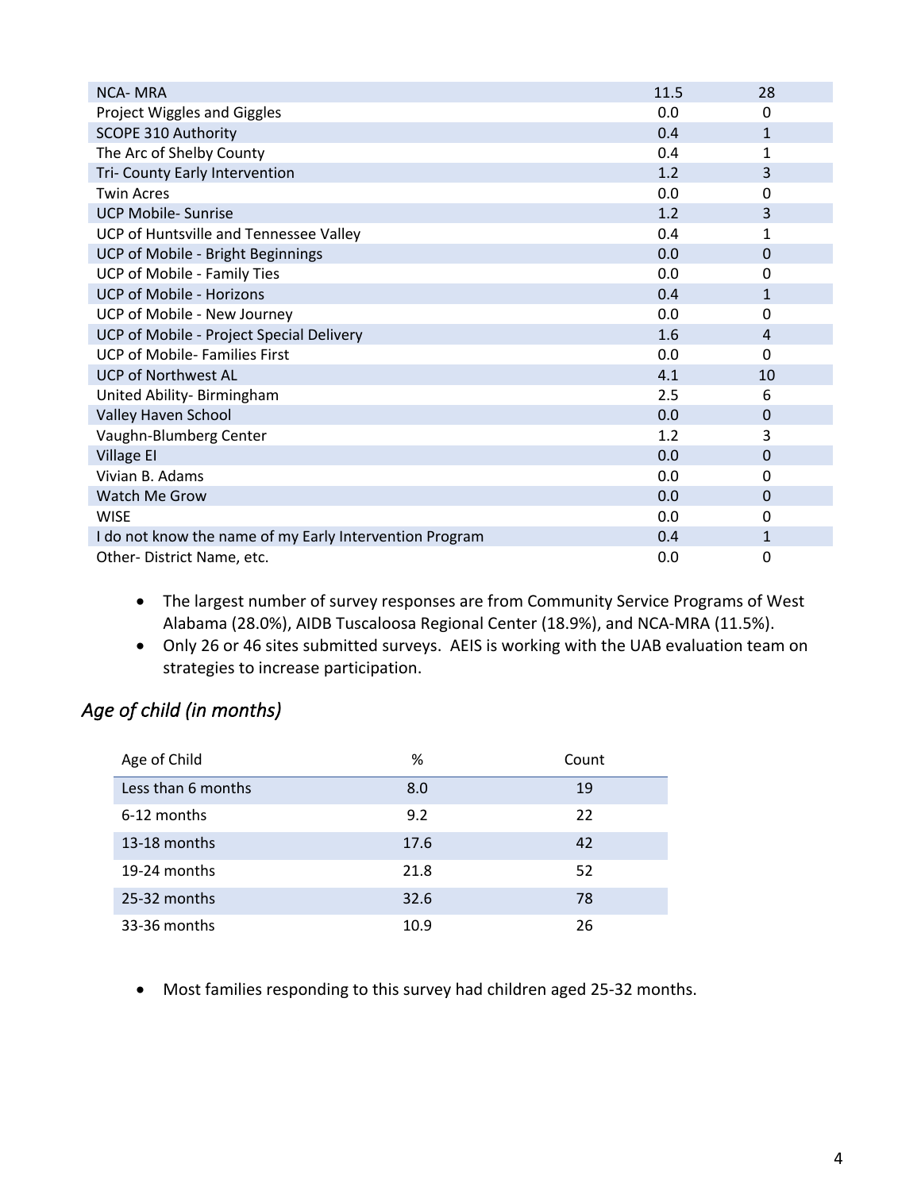| | | |
|---|---|---|
| NCA- MRA | 11.5 | 28 |
| Project Wiggles and Giggles | 0.0 | 0 |
| SCOPE 310 Authority | 0.4 | 1 |
| The Arc of Shelby County | 0.4 | 1 |
| Tri- County Early Intervention | 1.2 | 3 |
| Twin Acres | 0.0 | 0 |
| UCP Mobile- Sunrise | 1.2 | 3 |
| UCP of Huntsville and Tennessee Valley | 0.4 | 1 |
| UCP of Mobile - Bright Beginnings | 0.0 | 0 |
| UCP of Mobile - Family Ties | 0.0 | 0 |
| UCP of Mobile - Horizons | 0.4 | 1 |
| UCP of Mobile - New Journey | 0.0 | 0 |
| UCP of Mobile - Project Special Delivery | 1.6 | 4 |
| UCP of Mobile- Families First | 0.0 | 0 |
| UCP of Northwest AL | 4.1 | 10 |
| United Ability- Birmingham | 2.5 | 6 |
| Valley Haven School | 0.0 | 0 |
| Vaughn-Blumberg Center | 1.2 | 3 |
| Village EI | 0.0 | 0 |
| Vivian B. Adams | 0.0 | 0 |
| Watch Me Grow | 0.0 | 0 |
| WISE | 0.0 | 0 |
| I do not know the name of my Early Intervention Program | 0.4 | 1 |
| Other- District Name, etc. | 0.0 | 0 |

- The largest number of survey responses are from Community Service Programs of West Alabama (28.0%), AIDB Tuscaloosa Regional Center (18.9%), and NCA-MRA (11.5%).
- Only 26 or 46 sites submitted surveys. AEIS is working with the UAB evaluation team on strategies to increase participation.

## *Age of child (in months)*

| Age of Child | % | Count |
|---|---|---|
| Less than 6 months | 8.0 | 19 |
| 6-12 months | 9.2 | 22 |
| 13-18 months | 17.6 | 42 |
| 19-24 months | 21.8 | 52 |
| 25-32 months | 32.6 | 78 |
| 33-36 months | 10.9 | 26 |

- Most families responding to this survey had children aged 25-32 months.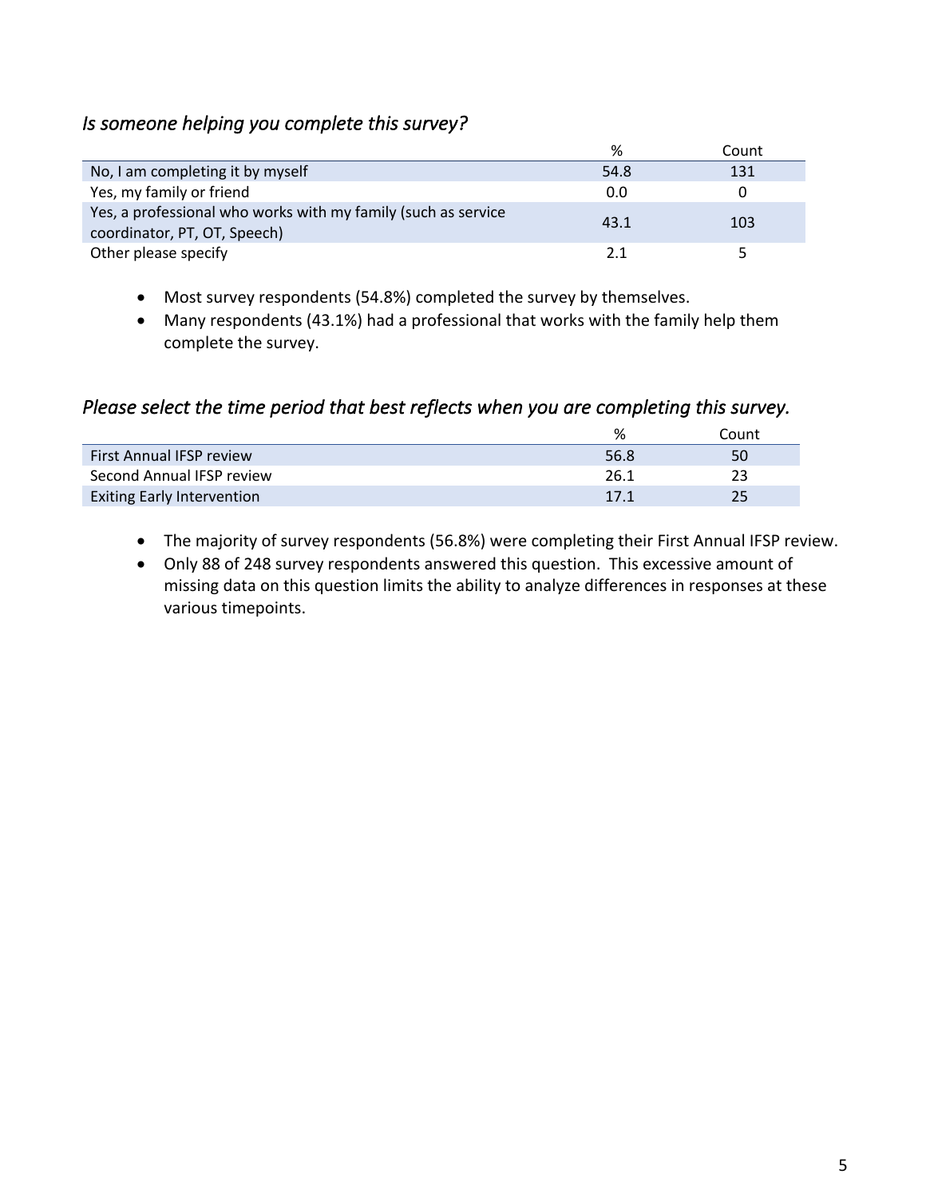### *Is someone helping you complete this survey?*

| | % | Count |
|---|---|---|
| No, I am completing it by myself | 54.8 | 131 |
| Yes, my family or friend | 0.0 | 0 |
| Yes, a professional who works with my family (such as service coordinator, PT, OT, Speech) | 43.1 | 103 |
| Other please specify | 2.1 | 5 |

- Most survey respondents (54.8%) completed the survey by themselves.
- Many respondents (43.1%) had a professional that works with the family help them complete the survey.

### *Please select the time period that best reflects when you are completing this survey.*

| | % | Count |
|---|---|---|
| First Annual IFSP review | 56.8 | 50 |
| Second Annual IFSP review | 26.1 | 23 |
| Exiting Early Intervention | 17.1 | 25 |

- The majority of survey respondents (56.8%) were completing their First Annual IFSP review.
- Only 88 of 248 survey respondents answered this question. This excessive amount of missing data on this question limits the ability to analyze differences in responses at these various timepoints.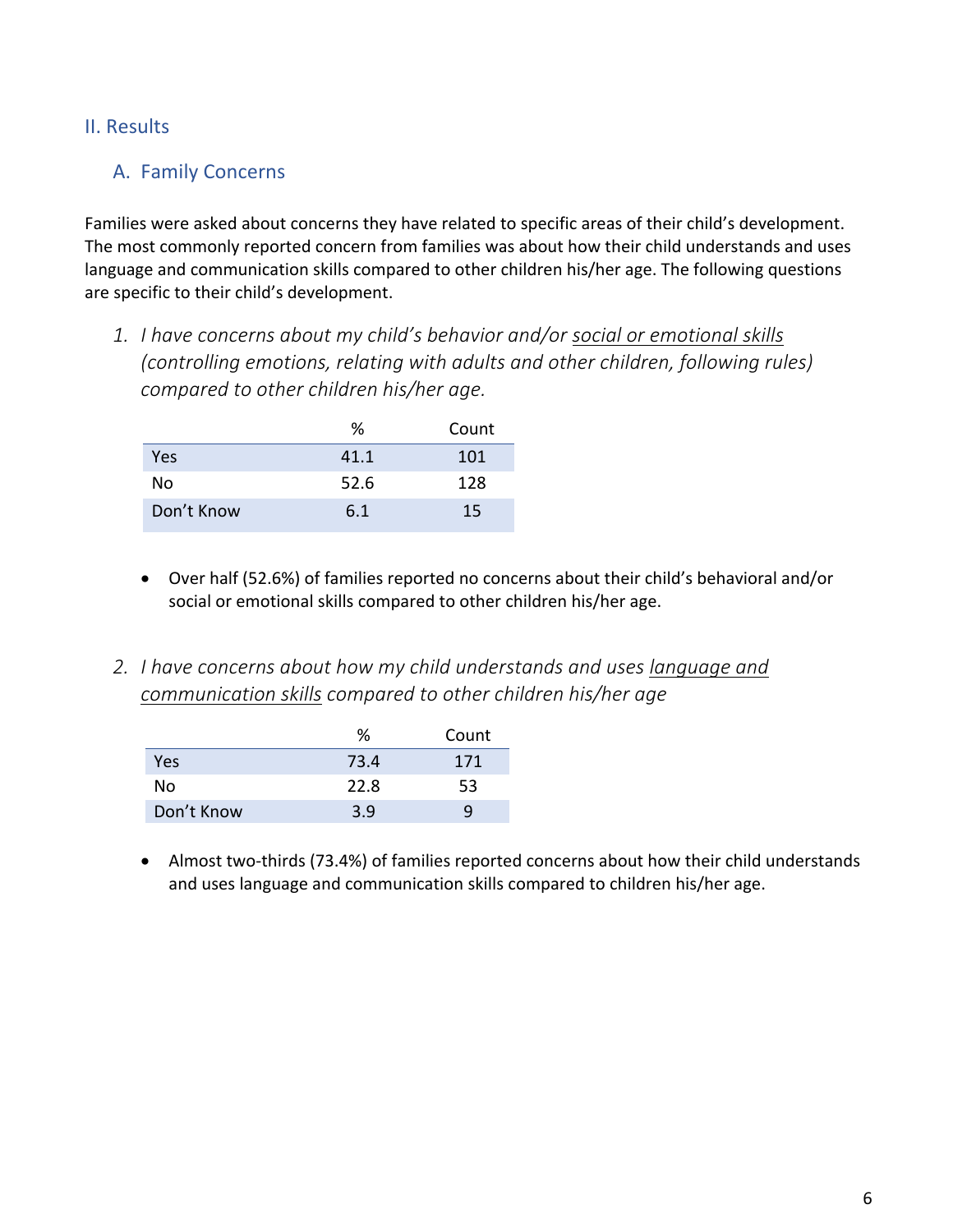## II. Results

### A. Family Concerns

Families were asked about concerns they have related to specific areas of their child's development. The most commonly reported concern from families was about how their child understands and uses language and communication skills compared to other children his/her age. The following questions are specific to their child's development.

1. *I have concerns about my child's behavior and/or social or emotional skills (controlling emotions, relating with adults and other children, following rules) compared to other children his/her age.*

| | % | Count |
|---|---|---|
| Yes | 41.1 | 101 |
| No | 52.6 | 128 |
| Don't Know | 6.1 | 15 |

- Over half (52.6%) of families reported no concerns about their child's behavioral and/or social or emotional skills compared to other children his/her age.

2. *I have concerns about how my child understands and uses language and communication skills compared to other children his/her age*

| | % | Count |
|---|---|---|
| Yes | 73.4 | 171 |
| No | 22.8 | 53 |
| Don't Know | 3.9 | 9 |

- Almost two-thirds (73.4%) of families reported concerns about how their child understands and uses language and communication skills compared to children his/her age.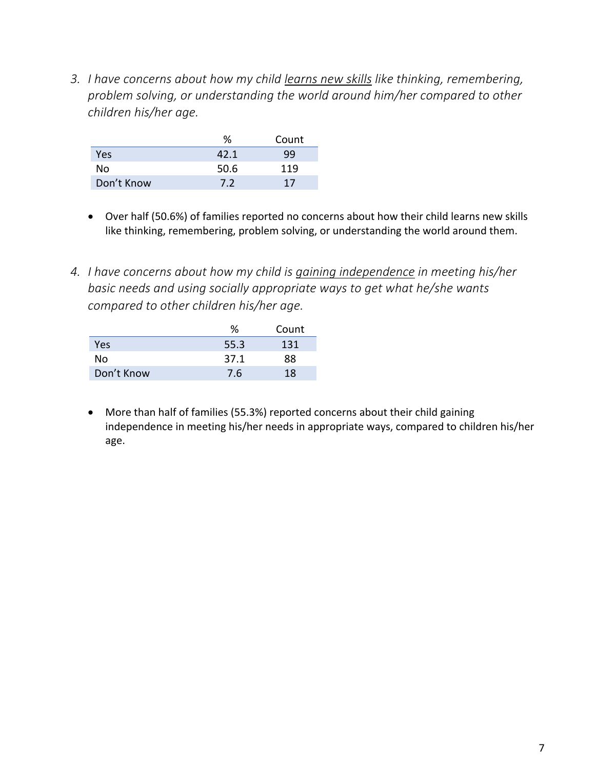3. *I have concerns about how my child learns new skills like thinking, remembering, problem solving, or understanding the world around him/her compared to other children his/her age.*

| | % | Count |
|---|---|---|
| Yes | 42.1 | 99 |
| No | 50.6 | 119 |
| Don't Know | 7.2 | 17 |

- Over half (50.6%) of families reported no concerns about how their child learns new skills like thinking, remembering, problem solving, or understanding the world around them.

4. *I have concerns about how my child is gaining independence in meeting his/her basic needs and using socially appropriate ways to get what he/she wants compared to other children his/her age.*

| | % | Count |
|---|---|---|
| Yes | 55.3 | 131 |
| No | 37.1 | 88 |
| Don't Know | 7.6 | 18 |

- More than half of families (55.3%) reported concerns about their child gaining independence in meeting his/her needs in appropriate ways, compared to children his/her age.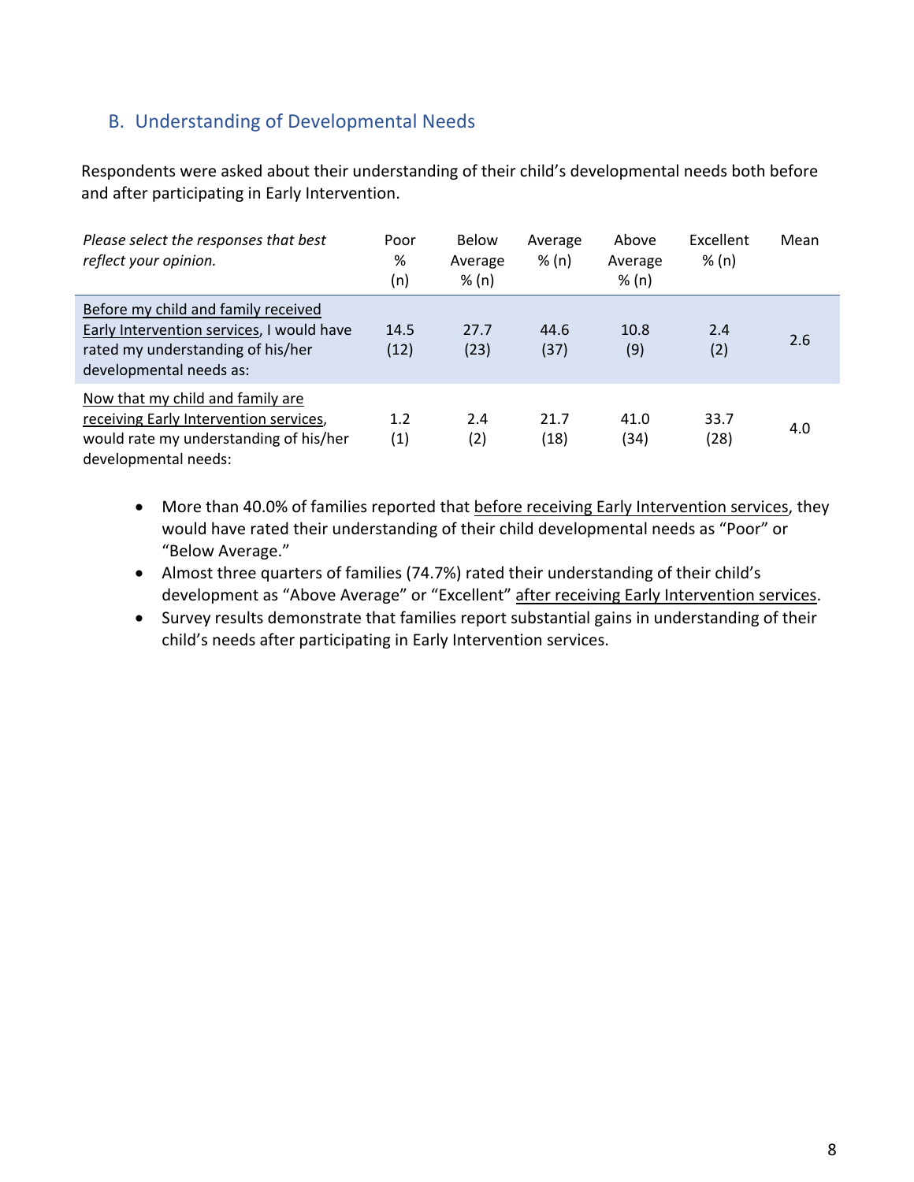## B. Understanding of Developmental Needs

Respondents were asked about their understanding of their child's developmental needs both before and after participating in Early Intervention.

| *Please select the responses that best reflect your opinion.* | Poor % (n) | Below Average % (n) | Average % (n) | Above Average % (n) | Excellent % (n) | Mean |
|---|---|---|---|---|---|---|
| Before my child and family received Early Intervention services, I would have rated my understanding of his/her developmental needs as: | 14.5 (12) | 27.7 (23) | 44.6 (37) | 10.8 (9) | 2.4 (2) | 2.6 |
| Now that my child and family are receiving Early Intervention services, would rate my understanding of his/her developmental needs: | 1.2 (1) | 2.4 (2) | 21.7 (18) | 41.0 (34) | 33.7 (28) | 4.0 |

- More than 40.0% of families reported that before receiving Early Intervention services, they would have rated their understanding of their child developmental needs as "Poor" or "Below Average."
- Almost three quarters of families (74.7%) rated their understanding of their child's development as "Above Average" or "Excellent" after receiving Early Intervention services.
- Survey results demonstrate that families report substantial gains in understanding of their child's needs after participating in Early Intervention services.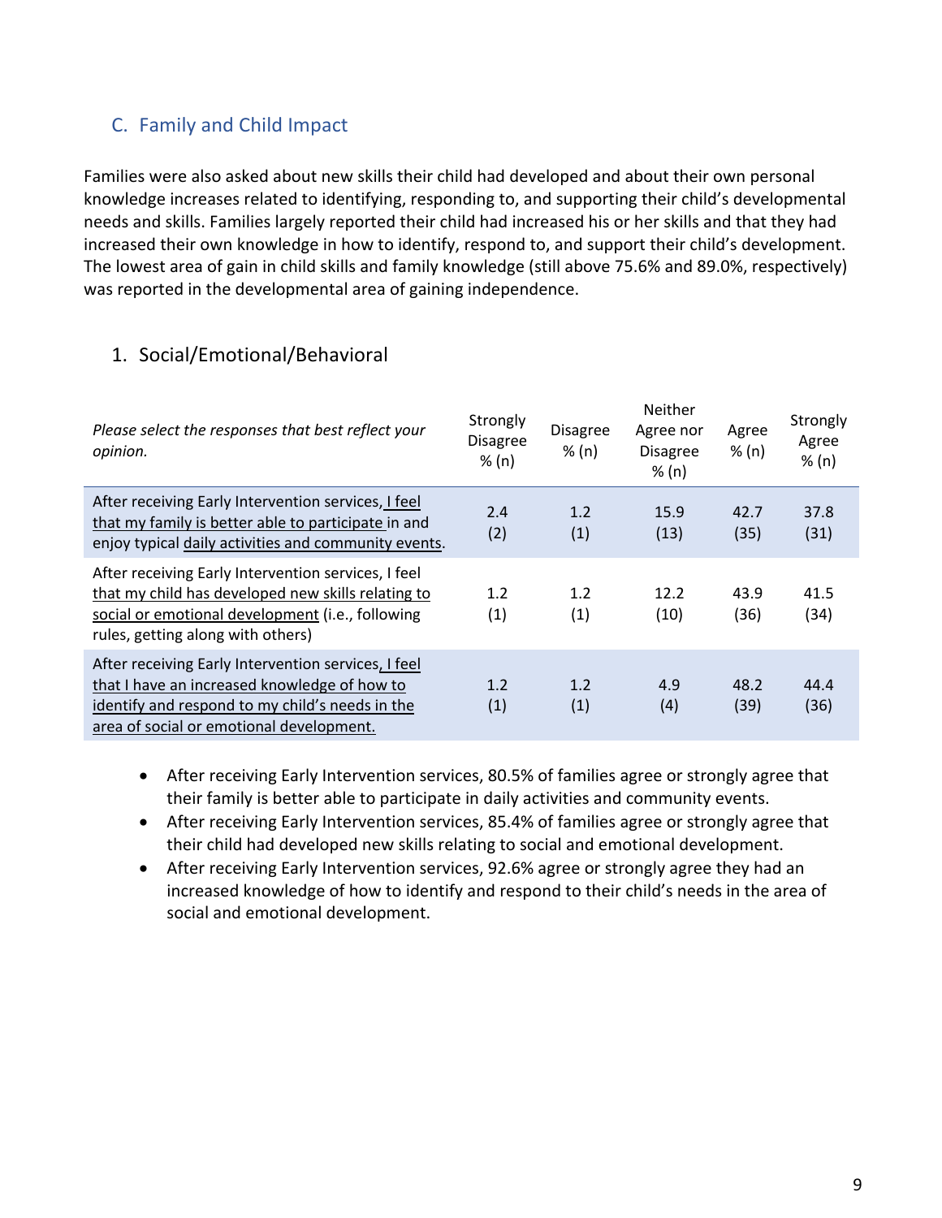## C. Family and Child Impact

Families were also asked about new skills their child had developed and about their own personal knowledge increases related to identifying, responding to, and supporting their child's developmental needs and skills. Families largely reported their child had increased his or her skills and that they had increased their own knowledge in how to identify, respond to, and support their child's development. The lowest area of gain in child skills and family knowledge (still above 75.6% and 89.0%, respectively) was reported in the developmental area of gaining independence.

### 1. Social/Emotional/Behavioral

| *Please select the responses that best reflect your opinion.* | Strongly Disagree % (n) | Disagree % (n) | Neither Agree nor Disagree % (n) | Agree % (n) | Strongly Agree % (n) |
|---|---|---|---|---|---|
| After receiving Early Intervention services, I feel that my family is better able to participate in and enjoy typical daily activities and community events. | 2.4 (2) | 1.2 (1) | 15.9 (13) | 42.7 (35) | 37.8 (31) |
| After receiving Early Intervention services, I feel that my child has developed new skills relating to social or emotional development (i.e., following rules, getting along with others) | 1.2 (1) | 1.2 (1) | 12.2 (10) | 43.9 (36) | 41.5 (34) |
| After receiving Early Intervention services, I feel that I have an increased knowledge of how to identify and respond to my child's needs in the area of social or emotional development. | 1.2 (1) | 1.2 (1) | 4.9 (4) | 48.2 (39) | 44.4 (36) |

- After receiving Early Intervention services, 80.5% of families agree or strongly agree that their family is better able to participate in daily activities and community events.
- After receiving Early Intervention services, 85.4% of families agree or strongly agree that their child had developed new skills relating to social and emotional development.
- After receiving Early Intervention services, 92.6% agree or strongly agree they had an increased knowledge of how to identify and respond to their child's needs in the area of social and emotional development.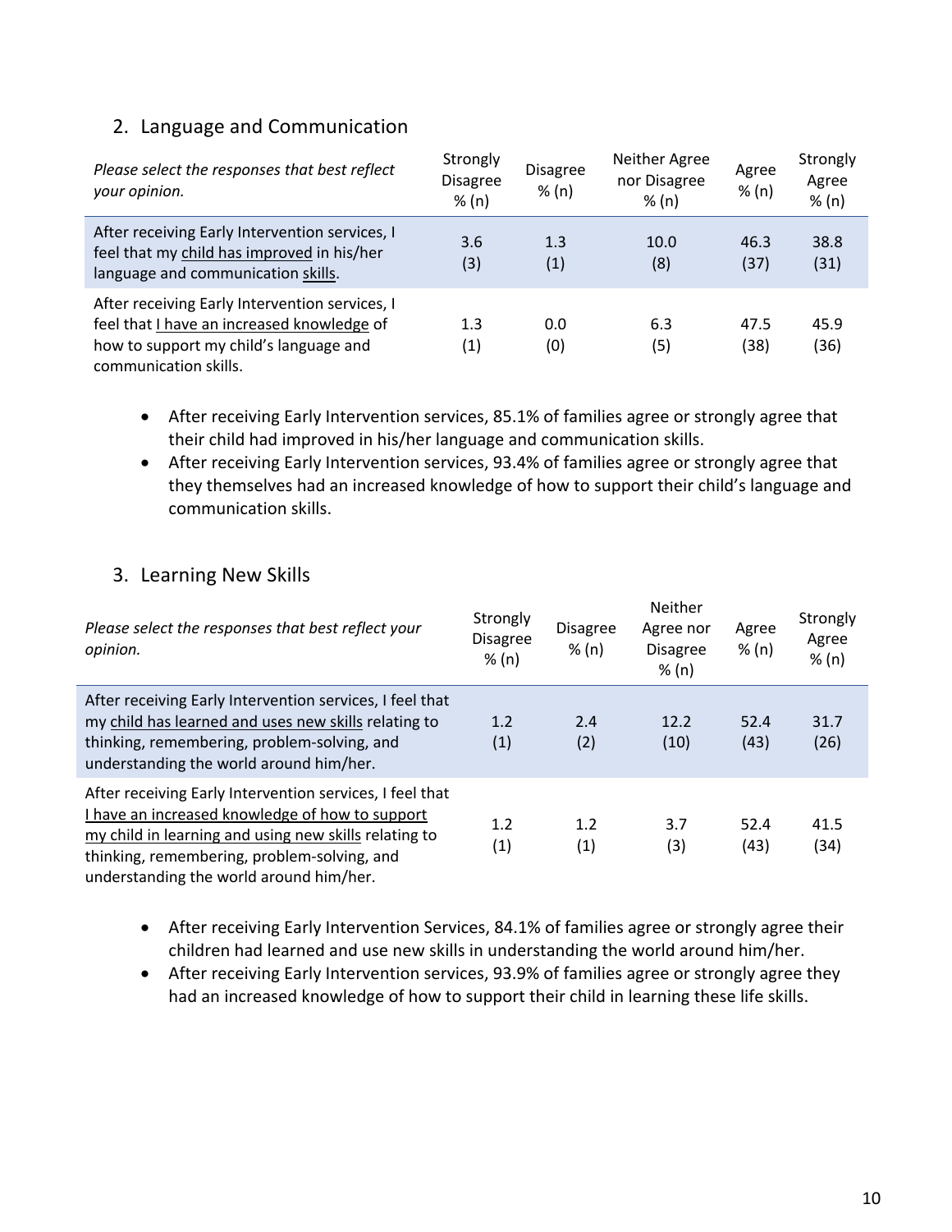## 2. Language and Communication

| *Please select the responses that best reflect your opinion.* | Strongly Disagree % (n) | Disagree % (n) | Neither Agree nor Disagree % (n) | Agree % (n) | Strongly Agree % (n) |
|---|---|---|---|---|---|
| After receiving Early Intervention services, I feel that my child has improved in his/her language and communication skills. | 3.6 (3) | 1.3 (1) | 10.0 (8) | 46.3 (37) | 38.8 (31) |
| After receiving Early Intervention services, I feel that I have an increased knowledge of how to support my child's language and communication skills. | 1.3 (1) | 0.0 (0) | 6.3 (5) | 47.5 (38) | 45.9 (36) |

- After receiving Early Intervention services, 85.1% of families agree or strongly agree that their child had improved in his/her language and communication skills.
- After receiving Early Intervention services, 93.4% of families agree or strongly agree that they themselves had an increased knowledge of how to support their child's language and communication skills.

## 3. Learning New Skills

| *Please select the responses that best reflect your opinion.* | Strongly Disagree % (n) | Disagree % (n) | Neither Agree nor Disagree % (n) | Agree % (n) | Strongly Agree % (n) |
|---|---|---|---|---|---|
| After receiving Early Intervention services, I feel that my child has learned and uses new skills relating to thinking, remembering, problem-solving, and understanding the world around him/her. | 1.2 (1) | 2.4 (2) | 12.2 (10) | 52.4 (43) | 31.7 (26) |
| After receiving Early Intervention services, I feel that I have an increased knowledge of how to support my child in learning and using new skills relating to thinking, remembering, problem-solving, and understanding the world around him/her. | 1.2 (1) | 1.2 (1) | 3.7 (3) | 52.4 (43) | 41.5 (34) |

- After receiving Early Intervention Services, 84.1% of families agree or strongly agree their children had learned and use new skills in understanding the world around him/her.
- After receiving Early Intervention services, 93.9% of families agree or strongly agree they had an increased knowledge of how to support their child in learning these life skills.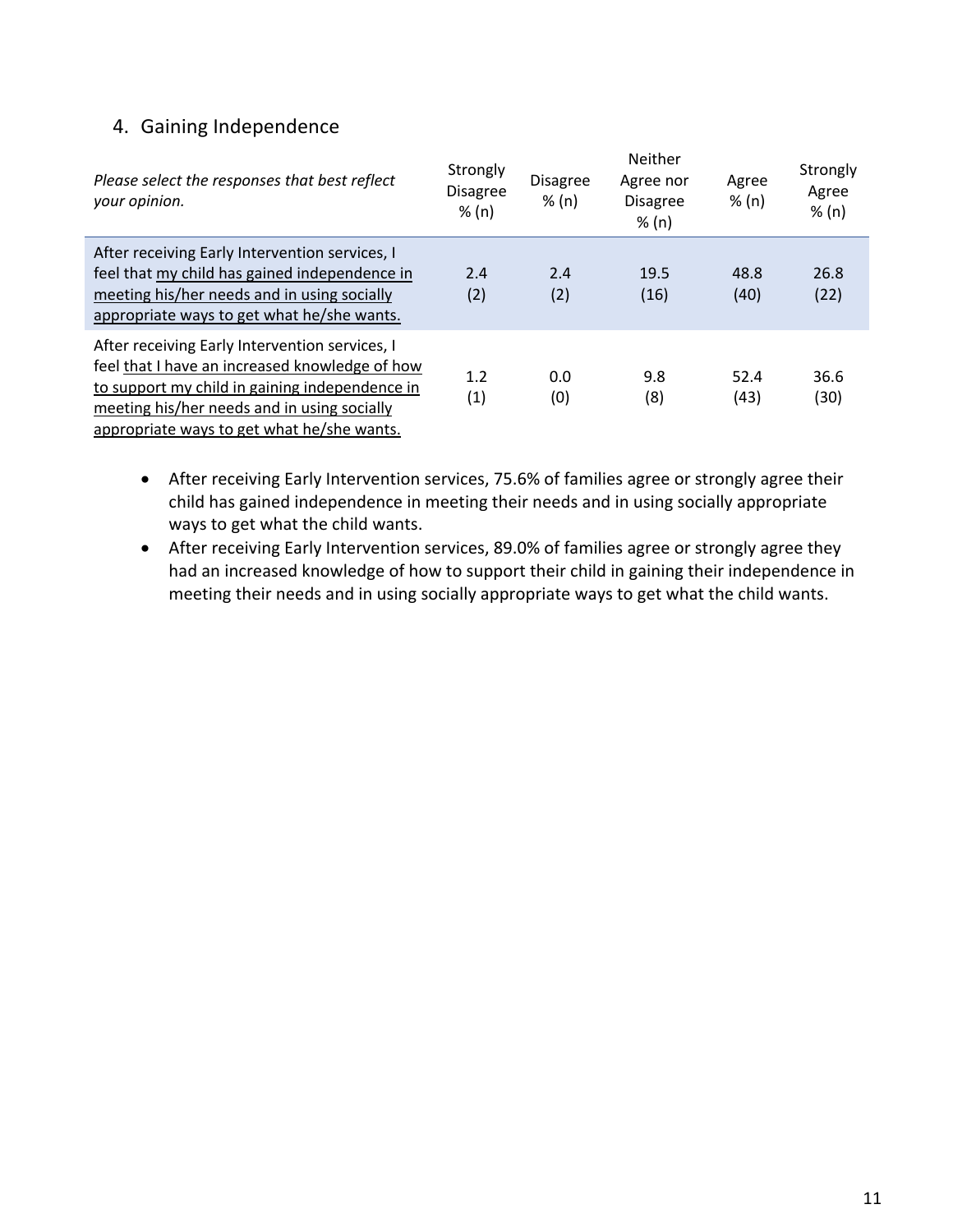## 4. Gaining Independence

| *Please select the responses that best reflect your opinion.* | Strongly Disagree % (n) | Disagree % (n) | Neither Agree nor Disagree % (n) | Agree % (n) | Strongly Agree % (n) |
|---|---|---|---|---|---|
| After receiving Early Intervention services, I feel that <u>my child has gained independence in meeting his/her needs and in using socially appropriate ways to get what he/she wants.</u> | 2.4 (2) | 2.4 (2) | 19.5 (16) | 48.8 (40) | 26.8 (22) |
| After receiving Early Intervention services, I feel <u>that I have an increased knowledge of how to support my child in gaining independence in meeting his/her needs and in using socially appropriate ways to get what he/she wants.</u> | 1.2 (1) | 0.0 (0) | 9.8 (8) | 52.4 (43) | 36.6 (30) |

- After receiving Early Intervention services, 75.6% of families agree or strongly agree their child has gained independence in meeting their needs and in using socially appropriate ways to get what the child wants.
- After receiving Early Intervention services, 89.0% of families agree or strongly agree they had an increased knowledge of how to support their child in gaining their independence in meeting their needs and in using socially appropriate ways to get what the child wants.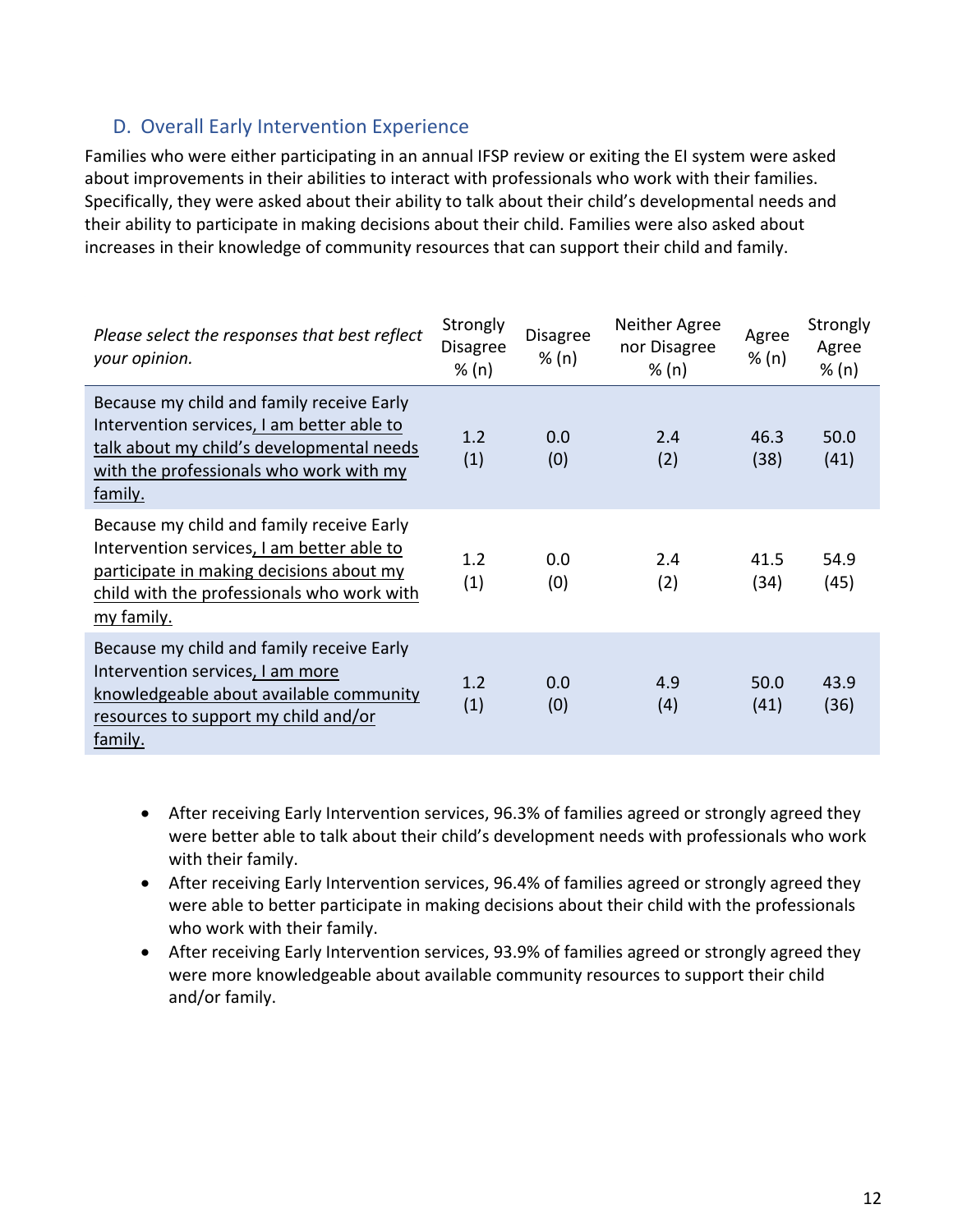## D. Overall Early Intervention Experience

Families who were either participating in an annual IFSP review or exiting the EI system were asked about improvements in their abilities to interact with professionals who work with their families. Specifically, they were asked about their ability to talk about their child's developmental needs and their ability to participate in making decisions about their child. Families were also asked about increases in their knowledge of community resources that can support their child and family.

| *Please select the responses that best reflect your opinion.* | Strongly Disagree % (n) | Disagree % (n) | Neither Agree nor Disagree % (n) | Agree % (n) | Strongly Agree % (n) |
|---|---|---|---|---|---|
| Because my child and family receive Early Intervention services, I am better able to talk about my child's developmental needs with the professionals who work with my family. | 1.2 (1) | 0.0 (0) | 2.4 (2) | 46.3 (38) | 50.0 (41) |
| Because my child and family receive Early Intervention services, I am better able to participate in making decisions about my child with the professionals who work with my family. | 1.2 (1) | 0.0 (0) | 2.4 (2) | 41.5 (34) | 54.9 (45) |
| Because my child and family receive Early Intervention services, I am more knowledgeable about available community resources to support my child and/or family. | 1.2 (1) | 0.0 (0) | 4.9 (4) | 50.0 (41) | 43.9 (36) |

- After receiving Early Intervention services, 96.3% of families agreed or strongly agreed they were better able to talk about their child's development needs with professionals who work with their family.
- After receiving Early Intervention services, 96.4% of families agreed or strongly agreed they were able to better participate in making decisions about their child with the professionals who work with their family.
- After receiving Early Intervention services, 93.9% of families agreed or strongly agreed they were more knowledgeable about available community resources to support their child and/or family.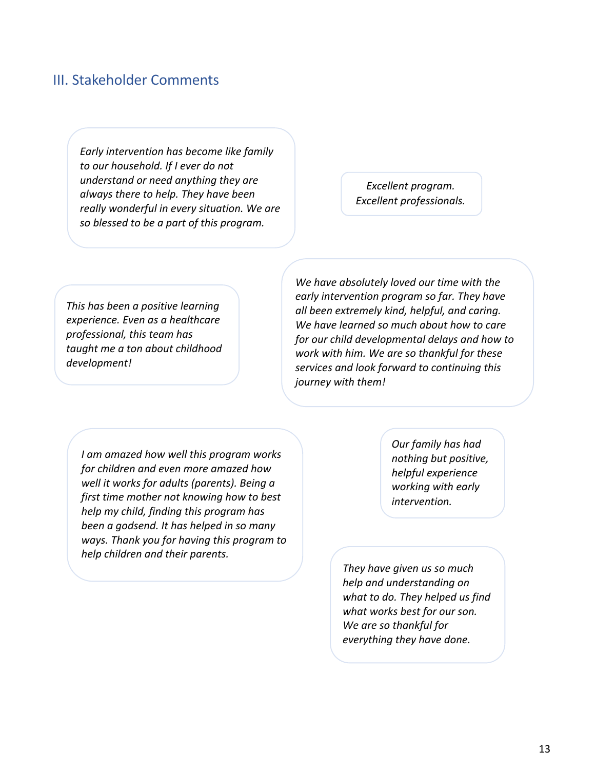## III. Stakeholder Comments

*Early intervention has become like family to our household. If I ever do not understand or need anything they are always there to help. They have been really wonderful in every situation. We are so blessed to be a part of this program.*

*Excellent program. Excellent professionals.*

*This has been a positive learning experience. Even as a healthcare professional, this team has taught me a ton about childhood development!*

*We have absolutely loved our time with the early intervention program so far. They have all been extremely kind, helpful, and caring. We have learned so much about how to care for our child developmental delays and how to work with him. We are so thankful for these services and look forward to continuing this journey with them!*

*I am amazed how well this program works for children and even more amazed how well it works for adults (parents). Being a first time mother not knowing how to best help my child, finding this program has been a godsend. It has helped in so many ways. Thank you for having this program to help children and their parents.*

*Our family has had nothing but positive, helpful experience working with early intervention.*

*They have given us so much help and understanding on what to do. They helped us find what works best for our son. We are so thankful for everything they have done.*